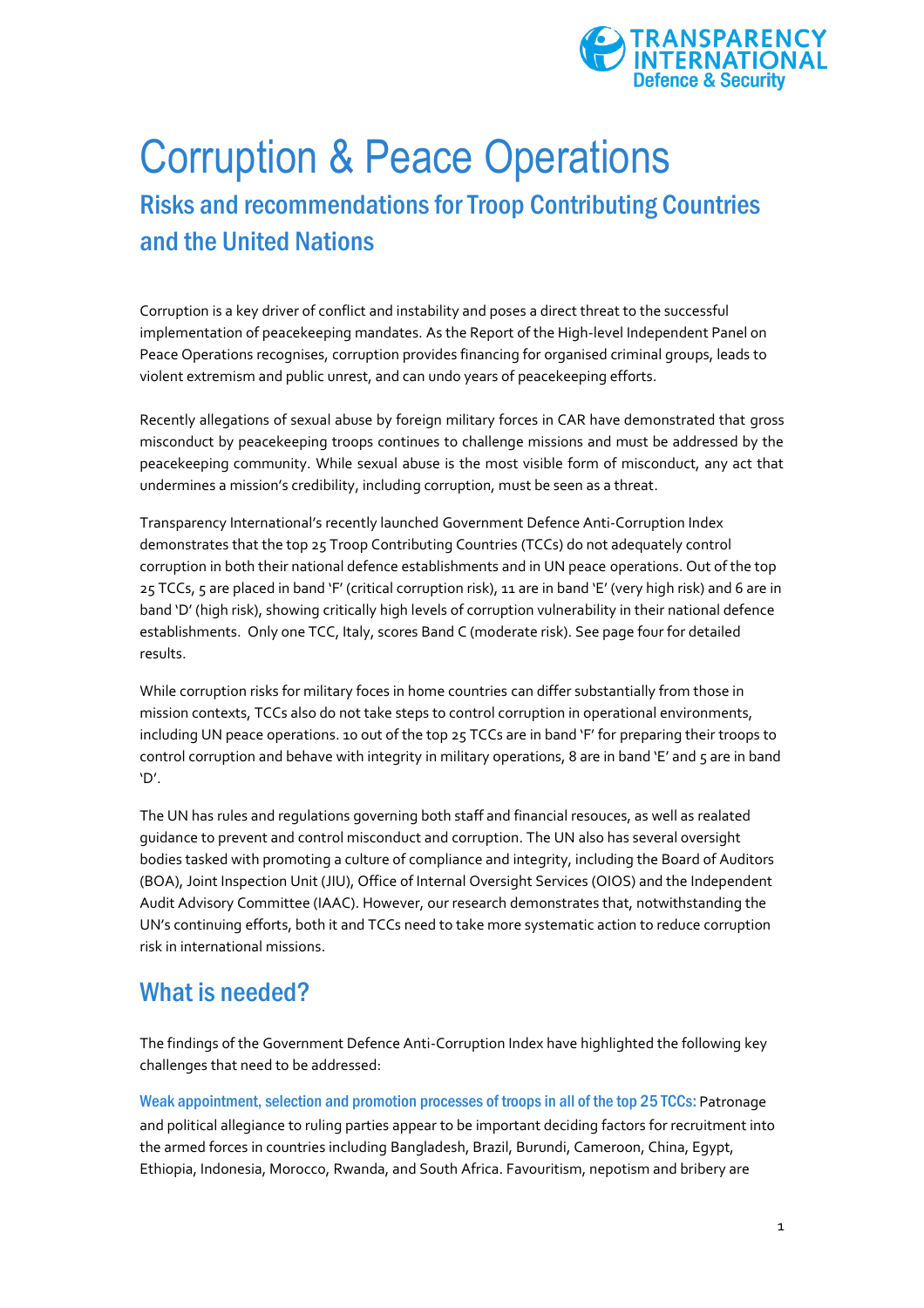# Corruption & Peace Operations

## Risks and recommendations for Troop Contributing Countries and the United Nations

Corruption is a key driver of conflict and instability and poses a direct threat to the successful implementation of peacekeeping mandates. As the Report of the High-level Independent Panel on Peace Operations recognises, corruption provides financing for organised criminal groups, leads to violent extremism and public unrest, and can undo years of peacekeeping efforts.

Recently allegations of sexual abuse by foreign military forces in CAR have demonstrated that gross misconduct by peacekeeping troops continues to challenge missions and must be addressed by the peacekeeping community. While sexual abuse is the most visible form of misconduct, any act that undermines a mission's credibility, including corruption, must be seen as a threat.

Transparency International's recently launched Government Defence Anti-Corruption Index demonstrates that the top 25 Troop Contributing Countries (TCCs) do not adequately control corruption in both their national defence establishments and in UN peace operations. Out of the top 25 TCCs, 5 are placed in band 'F' (critical corruption risk), 11 are in band 'E' (very high risk) and 6 are in band 'D' (high risk), showing critically high levels of corruption vulnerability in their national defence establishments. Only one TCC, Italy, scores Band C (moderate risk). See page four for detailed results.

While corruption risks for military foces in home countries can differ substantially from those in mission contexts, TCCs also do not take steps to control corruption in operational environments, including UN peace operations. 10 out of the top 25 TCCs are in band 'F' for preparing their troops to control corruption and behave with integrity in military operations, 8 are in band 'E' and 5 are in band 'D'.

The UN has rules and regulations governing both staff and financial resouces, as well as realated guidance to prevent and control misconduct and corruption. The UN also has several oversight bodies tasked with promoting a culture of compliance and integrity, including the Board of Auditors (BOA), Joint Inspection Unit (JIU), Office of Internal Oversight Services (OIOS) and the Independent Audit Advisory Committee (IAAC). However, our research demonstrates that, notwithstanding the UN's continuing efforts, both it and TCCs need to take more systematic action to reduce corruption risk in international missions.

## What is needed?

The findings of the Government Defence Anti-Corruption Index have highlighted the following key challenges that need to be addressed:

**Weak appointment, selection and promotion processes of troops in all of the top 25 TCCs:** Patronage and political allegiance to ruling parties appear to be important deciding factors for recruitment into the armed forces in countries including Bangladesh, Brazil, Burundi, Cameroon, China, Egypt, Ethiopia, Indonesia, Morocco, Rwanda, and South Africa. Favouritism, nepotism and bribery are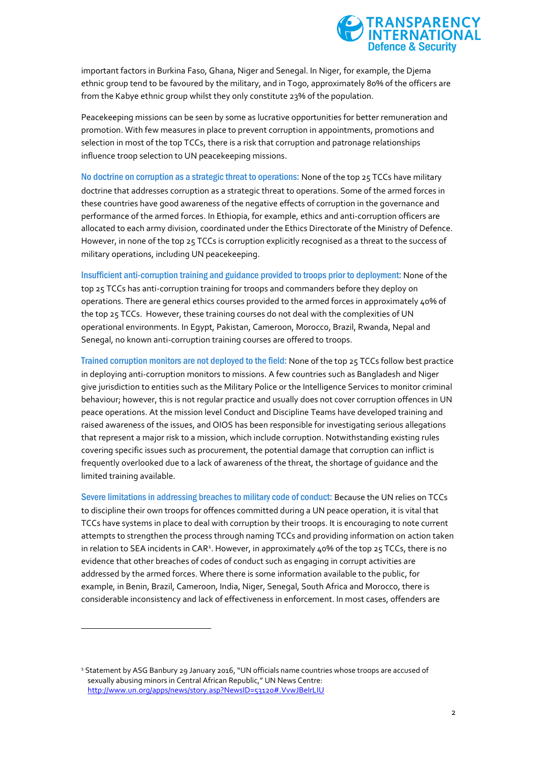important factors in Burkina Faso, Ghana, Niger and Senegal. In Niger, for example, the Djema ethnic group tend to be favoured by the military, and in Togo, approximately 80% of the officers are from the Kabye ethnic group whilst they only constitute 23% of the population.

Peacekeeping missions can be seen by some as lucrative opportunities for better remuneration and promotion. With few measures in place to prevent corruption in appointments, promotions and selection in most of the top TCCs, there is a risk that corruption and patronage relationships influence troop selection to UN peacekeeping missions.

**No doctrine on corruption as a strategic threat to operations:** None of the top 25 TCCs have military doctrine that addresses corruption as a strategic threat to operations. Some of the armed forces in these countries have good awareness of the negative effects of corruption in the governance and performance of the armed forces. In Ethiopia, for example, ethics and anti-corruption officers are allocated to each army division, coordinated under the Ethics Directorate of the Ministry of Defence. However, in none of the top 25 TCCs is corruption explicitly recognised as a threat to the success of military operations, including UN peacekeeping.

**Insufficient anti-corruption training and guidance provided to troops prior to deployment:** None of the top 25 TCCs has anti-corruption training for troops and commanders before they deploy on operations. There are general ethics courses provided to the armed forces in approximately 40% of the top 25 TCCs. However, these training courses do not deal with the complexities of UN operational environments. In Egypt, Pakistan, Cameroon, Morocco, Brazil, Rwanda, Nepal and Senegal, no known anti-corruption training courses are offered to troops.

**Trained corruption monitors are not deployed to the field:** None of the top 25 TCCs follow best practice in deploying anti-corruption monitors to missions. A few countries such as Bangladesh and Niger give jurisdiction to entities such as the Military Police or the Intelligence Services to monitor criminal behaviour; however, this is not regular practice and usually does not cover corruption offences in UN peace operations. At the mission level Conduct and Discipline Teams have developed training and raised awareness of the issues, and OIOS has been responsible for investigating serious allegations that represent a major risk to a mission, which include corruption. Notwithstanding existing rules covering specific issues such as procurement, the potential damage that corruption can inflict is frequently overlooked due to a lack of awareness of the threat, the shortage of guidance and the limited training available.

**Severe limitations in addressing breaches to military code of conduct:** Because the UN relies on TCCs to discipline their own troops for offences committed during a UN peace operation, it is vital that TCCs have systems in place to deal with corruption by their troops. It is encouraging to note current attempts to strengthen the process through naming TCCs and providing information on action taken in relation to SEA incidents in CAR[1]. However, in approximately 40% of the top 25 TCCs, there is no evidence that other breaches of codes of conduct such as engaging in corrupt activities are addressed by the armed forces. Where there is some information available to the public, for example, in Benin, Brazil, Cameroon, India, Niger, Senegal, South Africa and Morocco, there is considerable inconsistency and lack of effectiveness in enforcement. In most cases, offenders are

---

[1] Statement by ASG Banbury 29 January 2016, "UN officials name countries whose troops are accused of sexually abusing minors in Central African Republic," UN News Centre: http://www.un.org/apps/news/story.asp?NewsID=53120#.VvwJBeIrLIU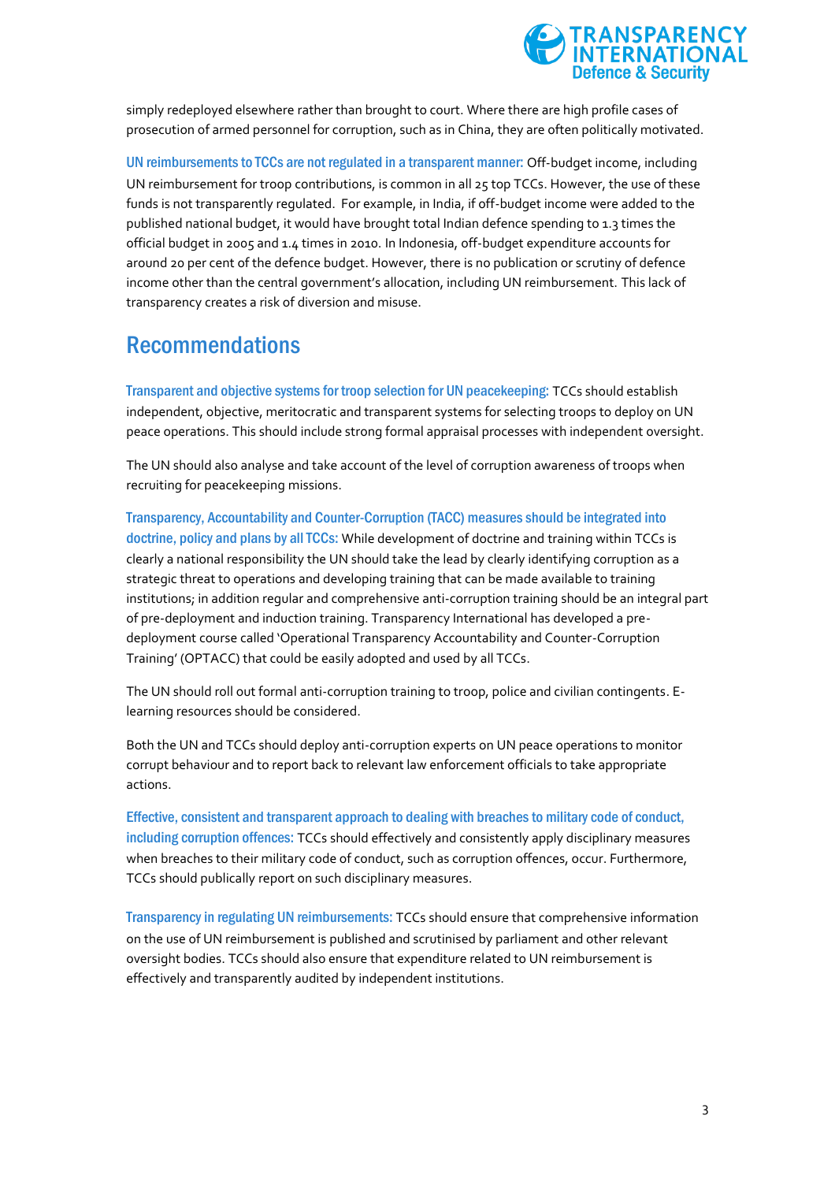simply redeployed elsewhere rather than brought to court. Where there are high profile cases of prosecution of armed personnel for corruption, such as in China, they are often politically motivated.

**UN reimbursements to TCCs are not regulated in a transparent manner:** Off-budget income, including UN reimbursement for troop contributions, is common in all 25 top TCCs. However, the use of these funds is not transparently regulated. For example, in India, if off-budget income were added to the published national budget, it would have brought total Indian defence spending to 1.3 times the official budget in 2005 and 1.4 times in 2010. In Indonesia, off-budget expenditure accounts for around 20 per cent of the defence budget. However, there is no publication or scrutiny of defence income other than the central government's allocation, including UN reimbursement. This lack of transparency creates a risk of diversion and misuse.

## Recommendations

**Transparent and objective systems for troop selection for UN peacekeeping:** TCCs should establish independent, objective, meritocratic and transparent systems for selecting troops to deploy on UN peace operations. This should include strong formal appraisal processes with independent oversight.

The UN should also analyse and take account of the level of corruption awareness of troops when recruiting for peacekeeping missions.

**Transparency, Accountability and Counter-Corruption (TACC) measures should be integrated into doctrine, policy and plans by all TCCs:** While development of doctrine and training within TCCs is clearly a national responsibility the UN should take the lead by clearly identifying corruption as a strategic threat to operations and developing training that can be made available to training institutions; in addition regular and comprehensive anti-corruption training should be an integral part of pre-deployment and induction training. Transparency International has developed a pre-deployment course called 'Operational Transparency Accountability and Counter-Corruption Training' (OPTACC) that could be easily adopted and used by all TCCs.

The UN should roll out formal anti-corruption training to troop, police and civilian contingents. E-learning resources should be considered.

Both the UN and TCCs should deploy anti-corruption experts on UN peace operations to monitor corrupt behaviour and to report back to relevant law enforcement officials to take appropriate actions.

**Effective, consistent and transparent approach to dealing with breaches to military code of conduct, including corruption offences:** TCCs should effectively and consistently apply disciplinary measures when breaches to their military code of conduct, such as corruption offences, occur. Furthermore, TCCs should publically report on such disciplinary measures.

**Transparency in regulating UN reimbursements:** TCCs should ensure that comprehensive information on the use of UN reimbursement is published and scrutinised by parliament and other relevant oversight bodies. TCCs should also ensure that expenditure related to UN reimbursement is effectively and transparently audited by independent institutions.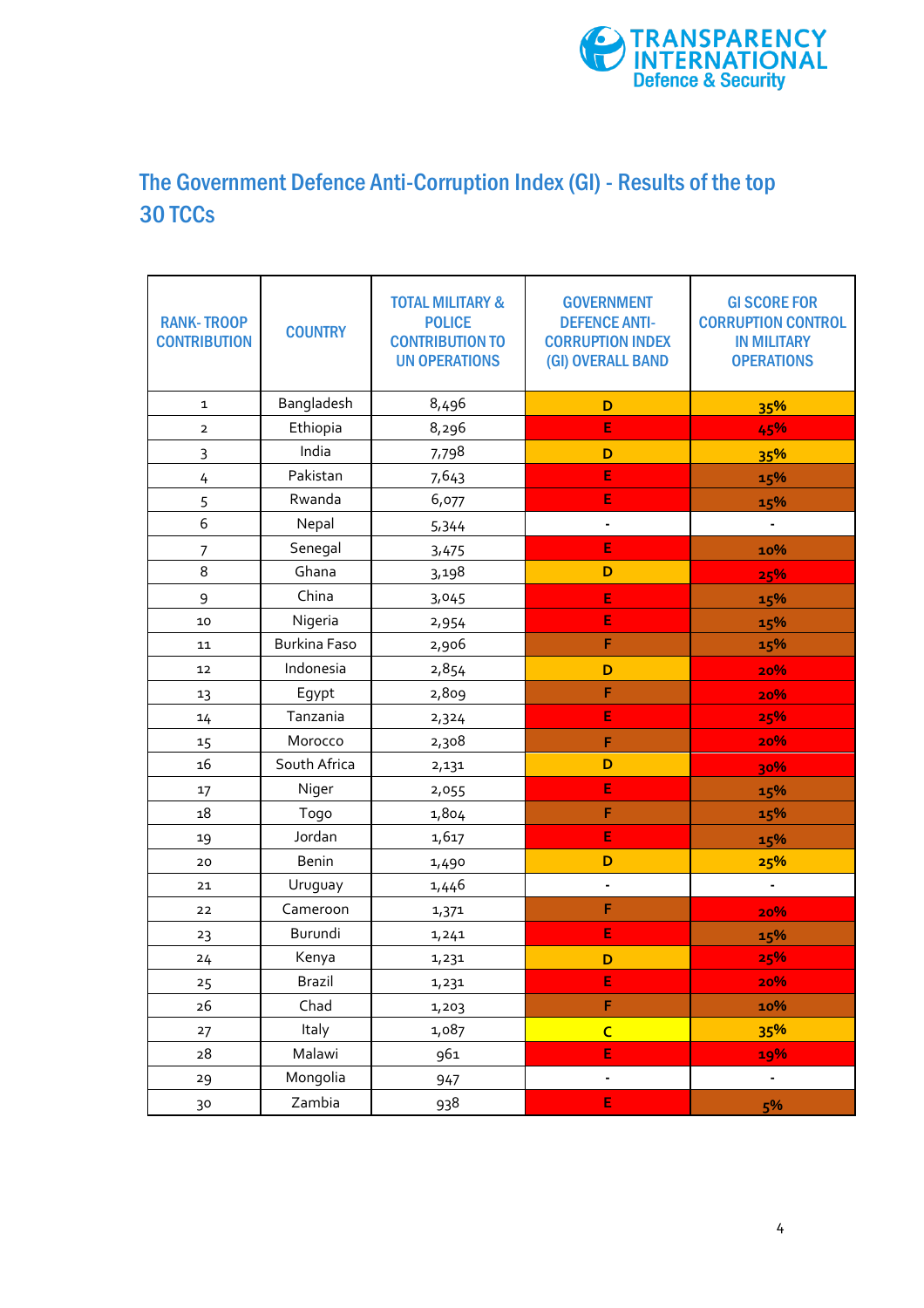## The Government Defence Anti-Corruption Index (GI) - Results of the top 30 TCCs

| RANK- TROOP CONTRIBUTION | COUNTRY | TOTAL MILITARY & POLICE CONTRIBUTION TO UN OPERATIONS | GOVERNMENT DEFENCE ANTI-CORRUPTION INDEX (GI) OVERALL BAND | GI SCORE FOR CORRUPTION CONTROL IN MILITARY OPERATIONS |
|---|---|---|---|---|
| 1 | Bangladesh | 8,496 | D | 35% |
| 2 | Ethiopia | 8,296 | E | 45% |
| 3 | India | 7,798 | D | 35% |
| 4 | Pakistan | 7,643 | E | 15% |
| 5 | Rwanda | 6,077 | E | 15% |
| 6 | Nepal | 5,344 | - | - |
| 7 | Senegal | 3,475 | E | 10% |
| 8 | Ghana | 3,198 | D | 25% |
| 9 | China | 3,045 | E | 15% |
| 10 | Nigeria | 2,954 | E | 15% |
| 11 | Burkina Faso | 2,906 | F | 15% |
| 12 | Indonesia | 2,854 | D | 20% |
| 13 | Egypt | 2,809 | F | 20% |
| 14 | Tanzania | 2,324 | E | 25% |
| 15 | Morocco | 2,308 | F | 20% |
| 16 | South Africa | 2,131 | D | 30% |
| 17 | Niger | 2,055 | E | 15% |
| 18 | Togo | 1,804 | F | 15% |
| 19 | Jordan | 1,617 | E | 15% |
| 20 | Benin | 1,490 | D | 25% |
| 21 | Uruguay | 1,446 | - | - |
| 22 | Cameroon | 1,371 | F | 20% |
| 23 | Burundi | 1,241 | E | 15% |
| 24 | Kenya | 1,231 | D | 25% |
| 25 | Brazil | 1,231 | E | 20% |
| 26 | Chad | 1,203 | F | 10% |
| 27 | Italy | 1,087 | C | 35% |
| 28 | Malawi | 961 | E | 19% |
| 29 | Mongolia | 947 | - | - |
| 30 | Zambia | 938 | E | 5% |